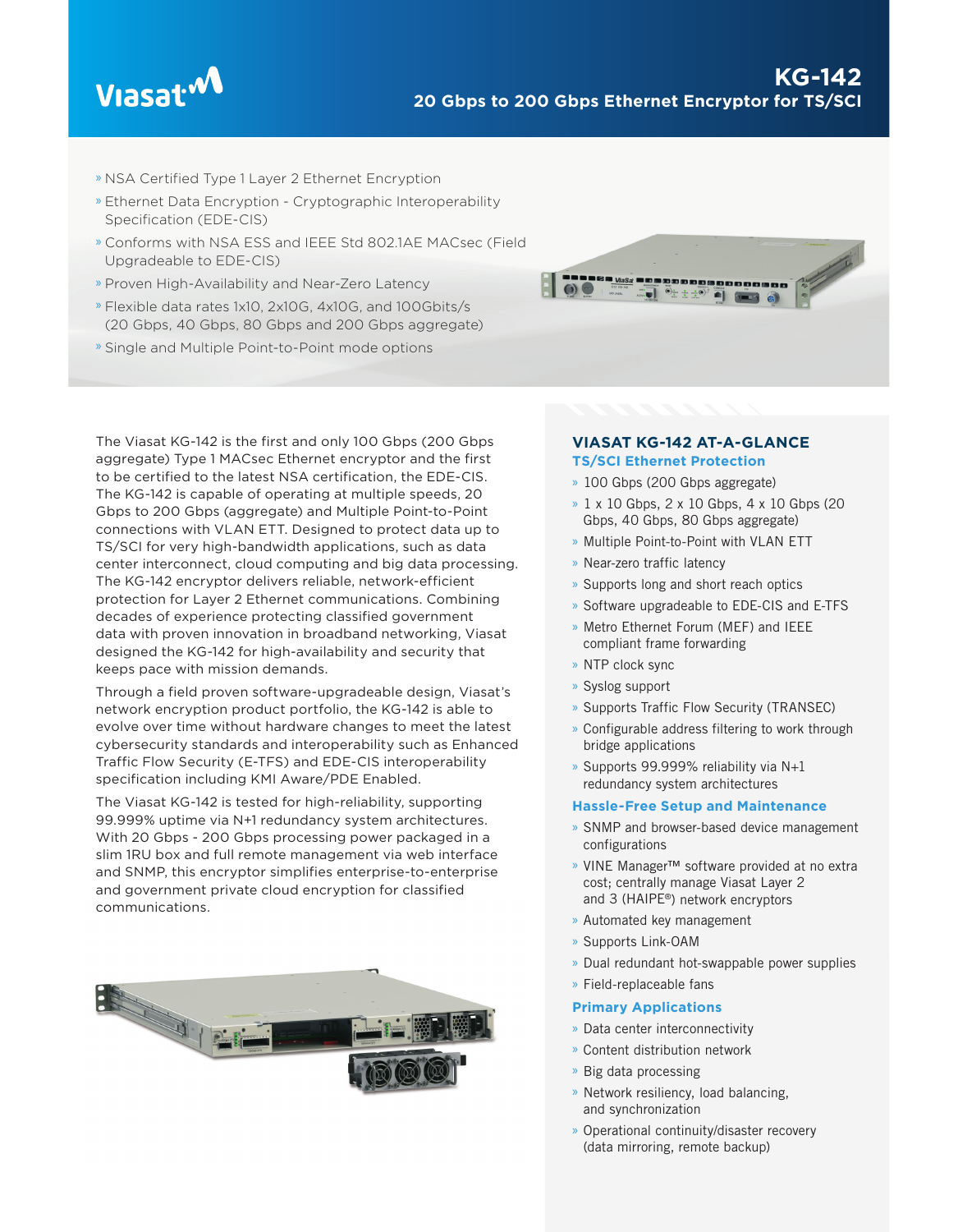# KG-142

## 20 Gbps to 200 Gbps Ethernet Encryptor for TS/SCI

- NSA Certified Type 1 Layer 2 Ethernet Encryption
- Ethernet Data Encryption - Cryptographic Interoperability Specification (EDE-CIS)
- Conforms with NSA ESS and IEEE Std 802.1AE MACsec (Field Upgradeable to EDE-CIS)
- Proven High-Availability and Near-Zero Latency
- Flexible data rates 1x10, 2x10G, 4x10G, and 100Gbits/s (20 Gbps, 40 Gbps, 80 Gbps and 200 Gbps aggregate)
- Single and Multiple Point-to-Point mode options

The Viasat KG-142 is the first and only 100 Gbps (200 Gbps aggregate) Type 1 MACsec Ethernet encryptor and the first to be certified to the latest NSA certification, the EDE-CIS. The KG-142 is capable of operating at multiple speeds, 20 Gbps to 200 Gbps (aggregate) and Multiple Point-to-Point connections with VLAN ETT. Designed to protect data up to TS/SCI for very high-bandwidth applications, such as data center interconnect, cloud computing and big data processing. The KG-142 encryptor delivers reliable, network-efficient protection for Layer 2 Ethernet communications. Combining decades of experience protecting classified government data with proven innovation in broadband networking, Viasat designed the KG-142 for high-availability and security that keeps pace with mission demands.

Through a field proven software-upgradeable design, Viasat's network encryption product portfolio, the KG-142 is able to evolve over time without hardware changes to meet the latest cybersecurity standards and interoperability such as Enhanced Traffic Flow Security (E-TFS) and EDE-CIS interoperability specification including KMI Aware/PDE Enabled.

The Viasat KG-142 is tested for high-reliability, supporting 99.999% uptime via N+1 redundancy system architectures. With 20 Gbps - 200 Gbps processing power packaged in a slim 1RU box and full remote management via web interface and SNMP, this encryptor simplifies enterprise-to-enterprise and government private cloud encryption for classified communications.

## VIASAT KG-142 AT-A-GLANCE

### TS/SCI Ethernet Protection

- 100 Gbps (200 Gbps aggregate)
- 1 x 10 Gbps, 2 x 10 Gbps, 4 x 10 Gbps (20 Gbps, 40 Gbps, 80 Gbps aggregate)
- Multiple Point-to-Point with VLAN ETT
- Near-zero traffic latency
- Supports long and short reach optics
- Software upgradeable to EDE-CIS and E-TFS
- Metro Ethernet Forum (MEF) and IEEE compliant frame forwarding
- NTP clock sync
- Syslog support
- Supports Traffic Flow Security (TRANSEC)
- Configurable address filtering to work through bridge applications
- Supports 99.999% reliability via N+1 redundancy system architectures

### Hassle-Free Setup and Maintenance

- SNMP and browser-based device management configurations
- VINE Manager™ software provided at no extra cost; centrally manage Viasat Layer 2 and 3 (HAIPE®) network encryptors
- Automated key management
- Supports Link-OAM
- Dual redundant hot-swappable power supplies
- Field-replaceable fans

### Primary Applications

- Data center interconnectivity
- Content distribution network
- Big data processing
- Network resiliency, load balancing, and synchronization
- Operational continuity/disaster recovery (data mirroring, remote backup)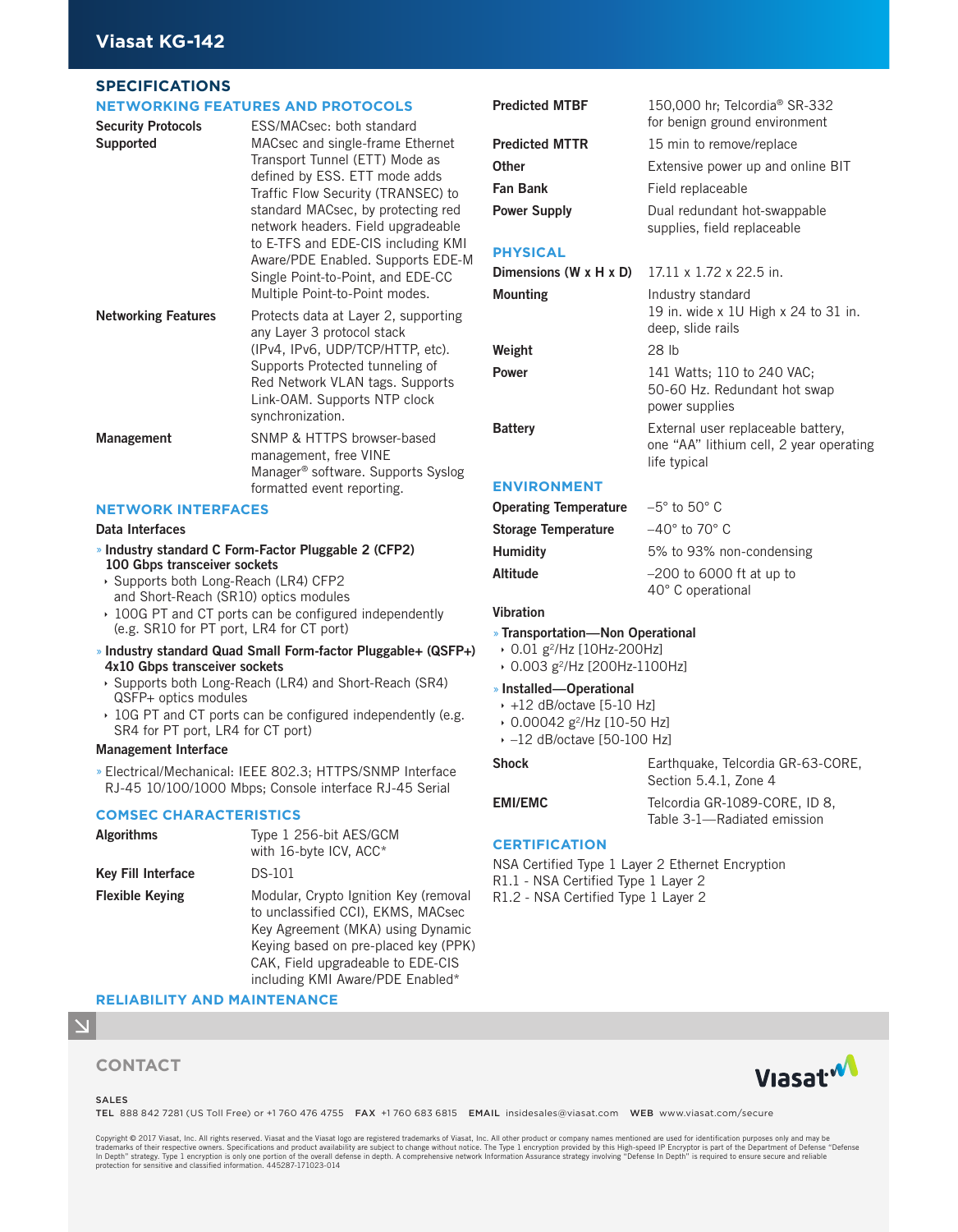# Viasat KG-142

## SPECIFICATIONS

### NETWORKING FEATURES AND PROTOCOLS

**Security Protocols Supported**
ESS/MACsec: both standard MACsec and single-frame Ethernet Transport Tunnel (ETT) Mode as defined by ESS. ETT mode adds Traffic Flow Security (TRANSEC) to standard MACsec, by protecting red network headers. Field upgradeable to E-TFS and EDE-CIS including KMI Aware/PDE Enabled. Supports EDE-M Single Point-to-Point, and EDE-CC Multiple Point-to-Point modes.

**Networking Features**
Protects data at Layer 2, supporting any Layer 3 protocol stack (IPv4, IPv6, UDP/TCP/HTTP, etc). Supports Protected tunneling of Red Network VLAN tags. Supports Link-OAM. Supports NTP clock synchronization.

**Management**
SNMP & HTTPS browser-based management, free VINE Manager® software. Supports Syslog formatted event reporting.

### NETWORK INTERFACES

**Data Interfaces**

- **Industry standard C Form-Factor Pluggable 2 (CFP2) 100 Gbps transceiver sockets**
  - Supports both Long-Reach (LR4) CFP2 and Short-Reach (SR10) optics modules
  - 100G PT and CT ports can be configured independently (e.g. SR10 for PT port, LR4 for CT port)
- **Industry standard Quad Small Form-factor Pluggable+ (QSFP+) 4x10 Gbps transceiver sockets**
  - Supports both Long-Reach (LR4) and Short-Reach (SR4) QSFP+ optics modules
  - 10G PT and CT ports can be configured independently (e.g. SR4 for PT port, LR4 for CT port)

**Management Interface**

- Electrical/Mechanical: IEEE 802.3; HTTPS/SNMP Interface RJ-45 10/100/1000 Mbps; Console interface RJ-45 Serial

### COMSEC CHARACTERISTICS

**Algorithms**
Type 1 256-bit AES/GCM with 16-byte ICV, ACC*

**Key Fill Interface**
DS-101

**Flexible Keying**
Modular, Crypto Ignition Key (removal to unclassified CCI), EKMS, MACsec Key Agreement (MKA) using Dynamic Keying based on pre-placed key (PPK) CAK, Field upgradeable to EDE-CIS including KMI Aware/PDE Enabled*

### RELIABILITY AND MAINTENANCE

**Predicted MTBF**
150,000 hr; Telcordia® SR-332 for benign ground environment

**Predicted MTTR**
15 min to remove/replace

**Other**
Extensive power up and online BIT

**Fan Bank**
Field replaceable

**Power Supply**
Dual redundant hot-swappable supplies, field replaceable

### PHYSICAL

**Dimensions (W x H x D)**
17.11 x 1.72 x 22.5 in.

**Mounting**
Industry standard 19 in. wide x 1U High x 24 to 31 in. deep, slide rails

**Weight**
28 lb

**Power**
141 Watts; 110 to 240 VAC; 50-60 Hz. Redundant hot swap power supplies

**Battery**
External user replaceable battery, one "AA" lithium cell, 2 year operating life typical

### ENVIRONMENT

**Operating Temperature**
–5° to 50° C

**Storage Temperature**
–40° to 70° C

**Humidity**
5% to 93% non-condensing

**Altitude**
–200 to 6000 ft at up to 40° C operational

**Vibration**

- **Transportation—Non Operational**
  - 0.01 $g^2$/Hz [10Hz-200Hz]
  - 0.003 $g^2$/Hz [200Hz-1100Hz]
- **Installed—Operational**
  - +12 dB/octave [5-10 Hz]
  - 0.00042 $g^2$/Hz [10-50 Hz]
  - –12 dB/octave [50-100 Hz]

**Shock**
Earthquake, Telcordia GR-63-CORE, Section 5.4.1, Zone 4

**EMI/EMC**
Telcordia GR-1089-CORE, ID 8, Table 3-1—Radiated emission

### CERTIFICATION

NSA Certified Type 1 Layer 2 Ethernet Encryption
R1.1 - NSA Certified Type 1 Layer 2
R1.2 - NSA Certified Type 1 Layer 2

## CONTACT

Viasat

SALES
**TEL** 888 842 7281 (US Toll Free) or +1 760 476 4755 **FAX** +1 760 683 6815 **EMAIL** insidesales@viasat.com **WEB** www.viasat.com/secure

Copyright © 2017 Viasat, Inc. All rights reserved. Viasat and the Viasat logo are registered trademarks of Viasat, Inc. All other product or company names mentioned are used for identification purposes only and may be trademarks of their respective owners. Specifications and product availability are subject to change without notice. The Type 1 encryption provided by this High-speed IP Encryptor is part of the Department of Defense "Defense In Depth" strategy. Type 1 encryption is only one portion of the overall defense in depth. A comprehensive network Information Assurance strategy involving "Defense In Depth" is required to ensure secure and reliable protection for sensitive and classified information. 445287-171023-014